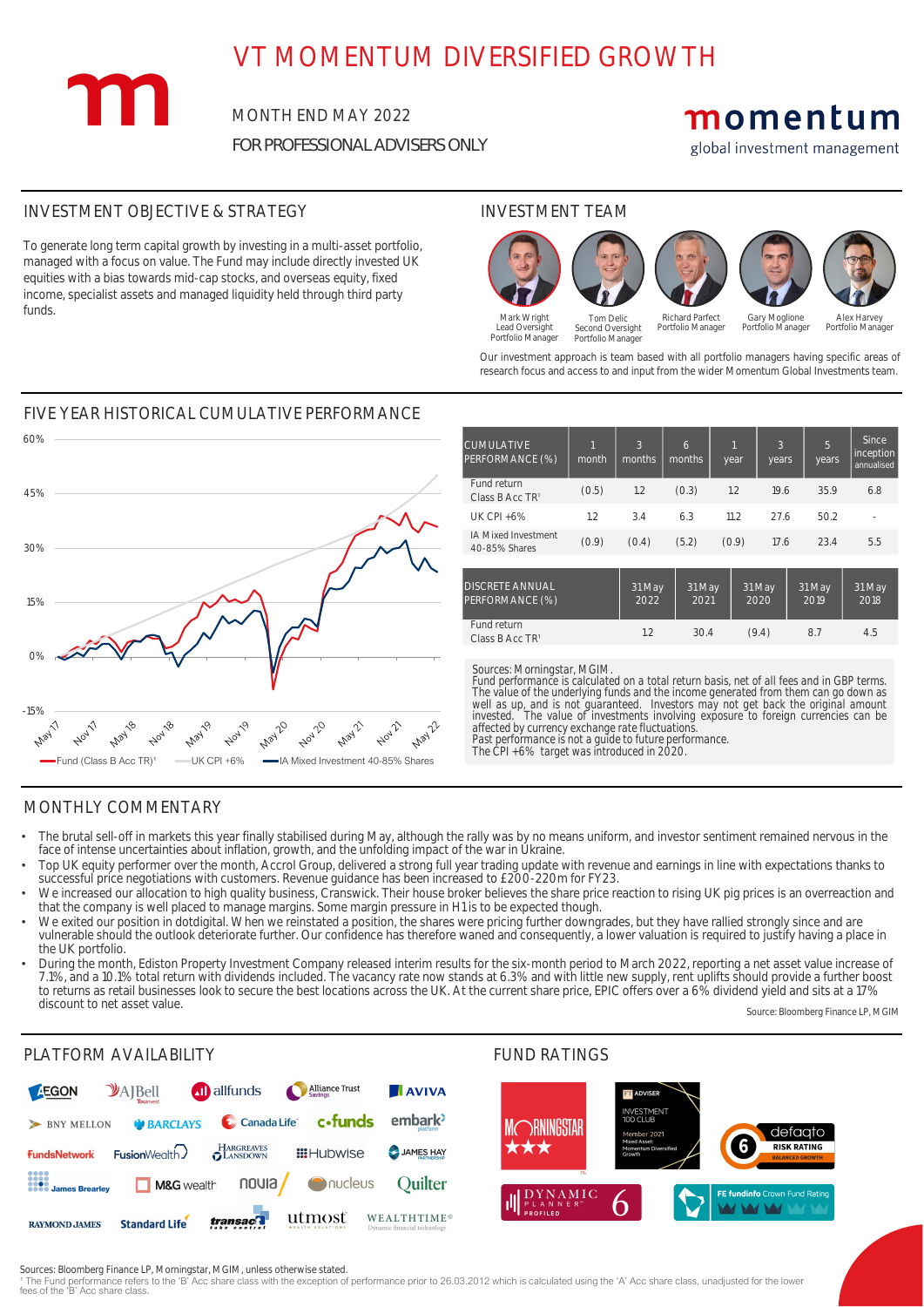# VT MOMENTUM DIVERSIFIED GROWTH

MONTH END MAY 2022

FOR PROFESSIONAL ADVISERS ONLY

momentum
global investment management

## INVESTMENT OBJECTIVE & STRATEGY

To generate long term capital growth by investing in a multi-asset portfolio, managed with a focus on value. The Fund may include directly invested UK equities with a bias towards mid-cap stocks, and overseas equity, fixed income, specialist assets and managed liquidity held through third party funds.

## INVESTMENT TEAM

- Mark Wright – Lead Oversight Portfolio Manager
- Tom Delic – Second Oversight Portfolio Manager
- Richard Parfect – Portfolio Manager
- Gary Moglione – Portfolio Manager
- Alex Harvey – Portfolio Manager

Our investment approach is team based with all portfolio managers having specific areas of research focus and access to and input from the wider Momentum Global Investments team.

## FIVE YEAR HISTORICAL CUMULATIVE PERFORMANCE

Chart legend: Fund (Class B Acc TR)[1] — UK CPI +6% — IA Mixed Investment 40-85% Shares

| CUMULATIVE PERFORMANCE (%) | 1 month | 3 months | 6 months | 1 year | 3 years | 5 years | Since inception annualised |
|---|---|---|---|---|---|---|---|
| Fund return Class B Acc TR[1] | (0.5) | 1.2 | (0.3) | 1.2 | 19.6 | 35.9 | 6.8 |
| UK CPI +6% | 1.2 | 3.4 | 6.3 | 11.2 | 27.6 | 50.2 | - |
| IA Mixed Investment 40-85% Shares | (0.9) | (0.4) | (5.2) | (0.9) | 17.6 | 23.4 | 5.5 |

| DISCRETE ANNUAL PERFORMANCE (%) | 31 May 2022 | 31 May 2021 | 31 May 2020 | 31 May 2019 | 31 May 2018 |
|---|---|---|---|---|---|
| Fund return Class B Acc TR[1] | 1.2 | 30.4 | (9.4) | 8.7 | 4.5 |

Sources: Morningstar, MGIM.
Fund performance is calculated on a total return basis, net of all fees and in GBP terms. The value of the underlying funds and the income generated from them can go down as well as up, and is not guaranteed. Investors may not get back the original amount invested. The value of investments involving exposure to foreign currencies can be affected by currency exchange rate fluctuations.
Past performance is not a guide to future performance.
The CPI +6% target was introduced in 2020.

## MONTHLY COMMENTARY

- The brutal sell-off in markets this year finally stabilised during May, although the rally was by no means uniform, and investor sentiment remained nervous in the face of intense uncertainties about inflation, growth, and the unfolding impact of the war in Ukraine.
- Top UK equity performer over the month, Accrol Group, delivered a strong full year trading update with revenue and earnings in line with expectations thanks to successful price negotiations with customers. Revenue guidance has been increased to £200-220m for FY23.
- We increased our allocation to high quality business, Cranswick. Their house broker believes the share price reaction to rising UK pig prices is an overreaction and that the company is well placed to manage margins. Some margin pressure in H1 is to be expected though.
- We exited our position in dotdigital. When we reinstated a position, the shares were pricing further downgrades, but they have rallied strongly since and are vulnerable should the outlook deteriorate further. Our confidence has therefore waned and consequently, a lower valuation is required to justify having a place in the UK portfolio.
- During the month, Ediston Property Investment Company released interim results for the six-month period to March 2022, reporting a net asset value increase of 7.1%, and a 10.1% total return with dividends included. The vacancy rate now stands at 6.3% and with little new supply, rent uplifts should provide a further boost to returns as retail businesses look to secure the best locations across the UK. At the current share price, EPIC offers over a 6% dividend yield and sits at a 17% discount to net asset value.

Source: Bloomberg Finance LP, MGIM

## PLATFORM AVAILABILITY

AEGON, AJBell, allfunds, Alliance Trust Savings, AVIVA, BNY MELLON, BARCLAYS, Canada Life, cofunds, embark platform, FundsNetwork, FusionWealth, Hargreaves Lansdown, Hubwise, James Hay Partnership, James Brearley, M&G wealth, novia, nucleus, Quilter, RAYMOND JAMES, Standard Life, transact, utmost Wealth Solutions, WEALTHTIME

## FUND RATINGS

Morningstar ★★★; FT Adviser Investment 100 Club Member 2021 Mixed Asset: Momentum Diversified Growth; defaqto 6 Risk Rating Balanced Growth; Dynamic Planner Profiled 6; FE fundinfo Crown Fund Rating

Sources: Bloomberg Finance LP, Morningstar, MGIM, unless otherwise stated.

[1] The Fund performance refers to the 'B' Acc share class with the exception of performance prior to 26.03.2012 which is calculated using the 'A' Acc share class, unadjusted for the lower fees of the 'B' Acc share class.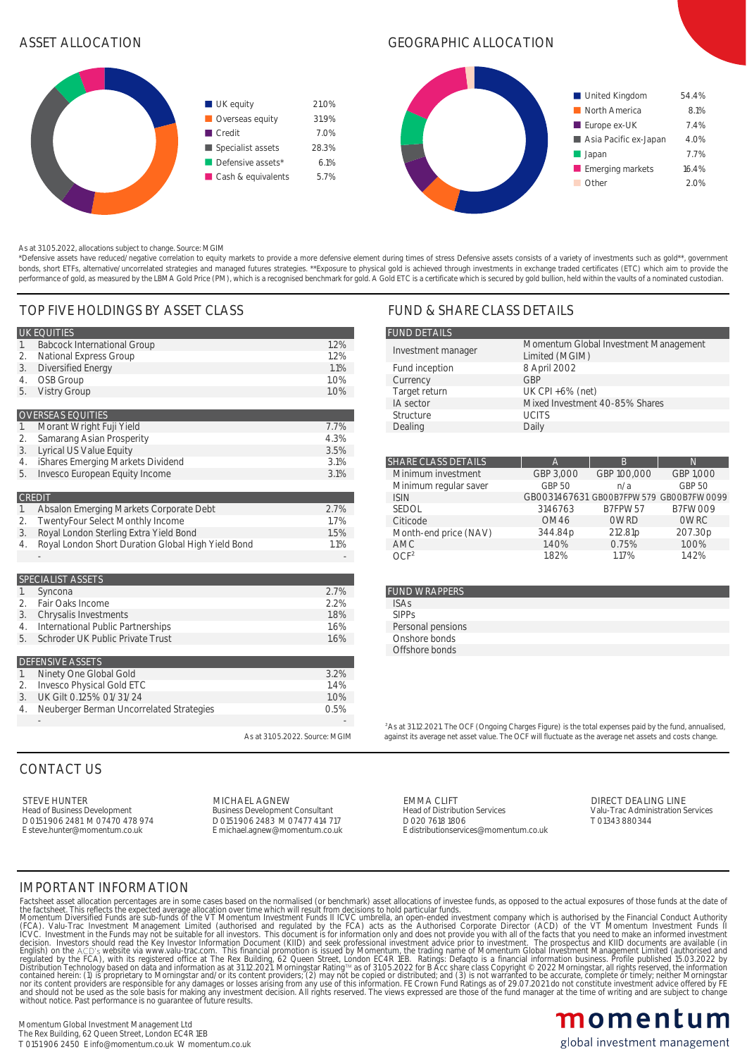## ASSET ALLOCATION

UK equity 21.0%
Overseas equity 31.9%
Credit 7.0%
Specialist assets 28.3%
Defensive assets* 6.1%
Cash & equivalents 5.7%

## GEOGRAPHIC ALLOCATION

United Kingdom 54.4%
North America 8.1%
Europe ex-UK 7.4%
Asia Pacific ex-Japan 4.0%
Japan 7.7%
Emerging markets 16.4%
Other 2.0%

As at 31.05.2022, allocations subject to change. Source: MGIM

*Defensive assets have reduced/negative correlation to equity markets to provide a more defensive element during times of stress Defensive assets consists of a variety of investments such as gold**, government bonds, short ETFs, alternative/uncorrelated strategies and managed futures strategies. **Exposure to physical gold is achieved through investments in exchange traded certificates (ETC) which aim to provide the performance of gold, as measured by the LBMA Gold Price (PM), which is a recognised benchmark for gold. A Gold ETC is a certificate which is secured by gold bullion, held within the vaults of a nominated custodian.

## TOP FIVE HOLDINGS BY ASSET CLASS

| UK EQUITIES | |
|---|---|
| 1. Babcock International Group | 1.2% |
| 2. National Express Group | 1.2% |
| 3. Diversified Energy | 1.1% |
| 4. OSB Group | 1.0% |
| 5. Vistry Group | 1.0% |

| OVERSEAS EQUITIES | |
|---|---|
| 1. Morant Wright Fuji Yield | 7.7% |
| 2. Samarang Asian Prosperity | 4.3% |
| 3. Lyrical US Value Equity | 3.5% |
| 4. iShares Emerging Markets Dividend | 3.1% |
| 5. Invesco European Equity Income | 3.1% |

| CREDIT | |
|---|---|
| 1. Absalon Emerging Markets Corporate Debt | 2.7% |
| 2. TwentyFour Select Monthly Income | 1.7% |
| 3. Royal London Sterling Extra Yield Bond | 1.5% |
| 4. Royal London Short Duration Global High Yield Bond | 1.1% |
| - | - |

| SPECIALIST ASSETS | |
|---|---|
| 1. Syncona | 2.7% |
| 2. Fair Oaks Income | 2.2% |
| 3. Chrysalis Investments | 1.8% |
| 4. International Public Partnerships | 1.6% |
| 5. Schroder UK Public Private Trust | 1.6% |

| DEFENSIVE ASSETS | |
|---|---|
| 1. Ninety One Global Gold | 3.2% |
| 2. Invesco Physical Gold ETC | 1.4% |
| 3. UK Gilt 0.125% 01/31/24 | 1.0% |
| 4. Neuberger Berman Uncorrelated Strategies | 0.5% |
| - | - |

As at 31.05.2022. Source: MGIM

## FUND & SHARE CLASS DETAILS

| FUND DETAILS | |
|---|---|
| Investment manager | Momentum Global Investment Management Limited (MGIM) |
| Fund inception | 8 April 2002 |
| Currency | GBP |
| Target return | UK CPI +6% (net) |
| IA sector | Mixed Investment 40-85% Shares |
| Structure | UCITS |
| Dealing | Daily |

| SHARE CLASS DETAILS | A | B | N |
|---|---|---|---|
| Minimum investment | GBP 3,000 | GBP 100,000 | GBP 1,000 |
| Minimum regular saver | GBP 50 | n/a | GBP 50 |
| ISIN | GB0031467631 | GB00B7FPW579 | GB00B7FW0099 |
| SEDOL | 3146763 | B7FPW57 | B7FW009 |
| Citicode | OM46 | 0WRD | 0WRC |
| Month-end price (NAV) | 344.84p | 212.81p | 207.30p |
| AMC | 1.40% | 0.75% | 1.00% |
| OCF[2] | 1.82% | 1.17% | 1.42% |

| FUND WRAPPERS |
|---|
| ISAs |
| SIPPs |
| Personal pensions |
| Onshore bonds |
| Offshore bonds |

[2]As at 31.12.2021. The OCF (Ongoing Charges Figure) is the total expenses paid by the fund, annualised, against its average net asset value. The OCF will fluctuate as the average net assets and costs change.

## CONTACT US

**STEVE HUNTER**
Head of Business Development
D 0151 906 2481 M 07470 478 974
E steve.hunter@momentum.co.uk

**MICHAEL AGNEW**
Business Development Consultant
D 0151 906 2483 M 07477 414 717
E michael.agnew@momentum.co.uk

**EMMA CLIFT**
Head of Distribution Services
D 020 7618 1806
E distributionservices@momentum.co.uk

**DIRECT DEALING LINE**
Valu-Trac Administration Services
T 01343 880344

## IMPORTANT INFORMATION

Factsheet asset allocation percentages are in some cases based on the normalised (or benchmark) asset allocations of investee funds, as opposed to the actual exposures of those funds at the date of the factsheet. This reflects the expected average allocation over time which will result from decisions to hold particular funds.
Momentum Diversified Funds are sub-funds of the VT Momentum Investment Funds II ICVC umbrella, an open-ended investment company which is authorised by the Financial Conduct Authority (FCA). Valu-Trac Investment Management Limited (authorised and regulated by the FCA) acts as the Authorised Corporate Director (ACD) of the VT Momentum Investment Funds II ICVC. Investment in the Funds may not be suitable for all investors. This document is for information only and does not provide you with all of the facts that you need to make an informed investment decision. Investors should read the Key Investor Information Document (KIID) and seek professional investment advice prior to investment. The prospectus and KIID documents are available (in English) on the ACD's website via www.valu-trac.com. This financial promotion is issued by Momentum, the trading name of Momentum Global Investment Management Limited (authorised and regulated by the FCA), with its registered office at The Rex Building, 62 Queen Street, London EC4R 1EB. Ratings: Defaqto is a financial information business. Profile published 15.03.2022 by Distribution Technology based on data and information as at 31.12.2021. Morningstar Rating™ as of 31.05.2022 for B Acc share class Copyright © 2022 Morningstar, all rights reserved, the information contained herein: (1) is proprietary to Morningstar and/or its content providers; (2) may not be copied or distributed; and (3) is not warranted to be accurate, complete or timely; neither Morningstar nor its content providers are responsible for any damages or losses arising from any use of this information. FE Crown Fund Ratings as of 29.07.2021 do not constitute investment advice offered by FE and should not be used as the sole basis for making any investment decision. All rights reserved. The views expressed are those of the fund manager at the time of writing and are subject to change without notice. Past performance is no guarantee of future results.

Momentum Global Investment Management Ltd
The Rex Building, 62 Queen Street, London EC4R 1EB
T 0151 906 2450 E info@momentum.co.uk W momentum.co.uk

momentum
global investment management